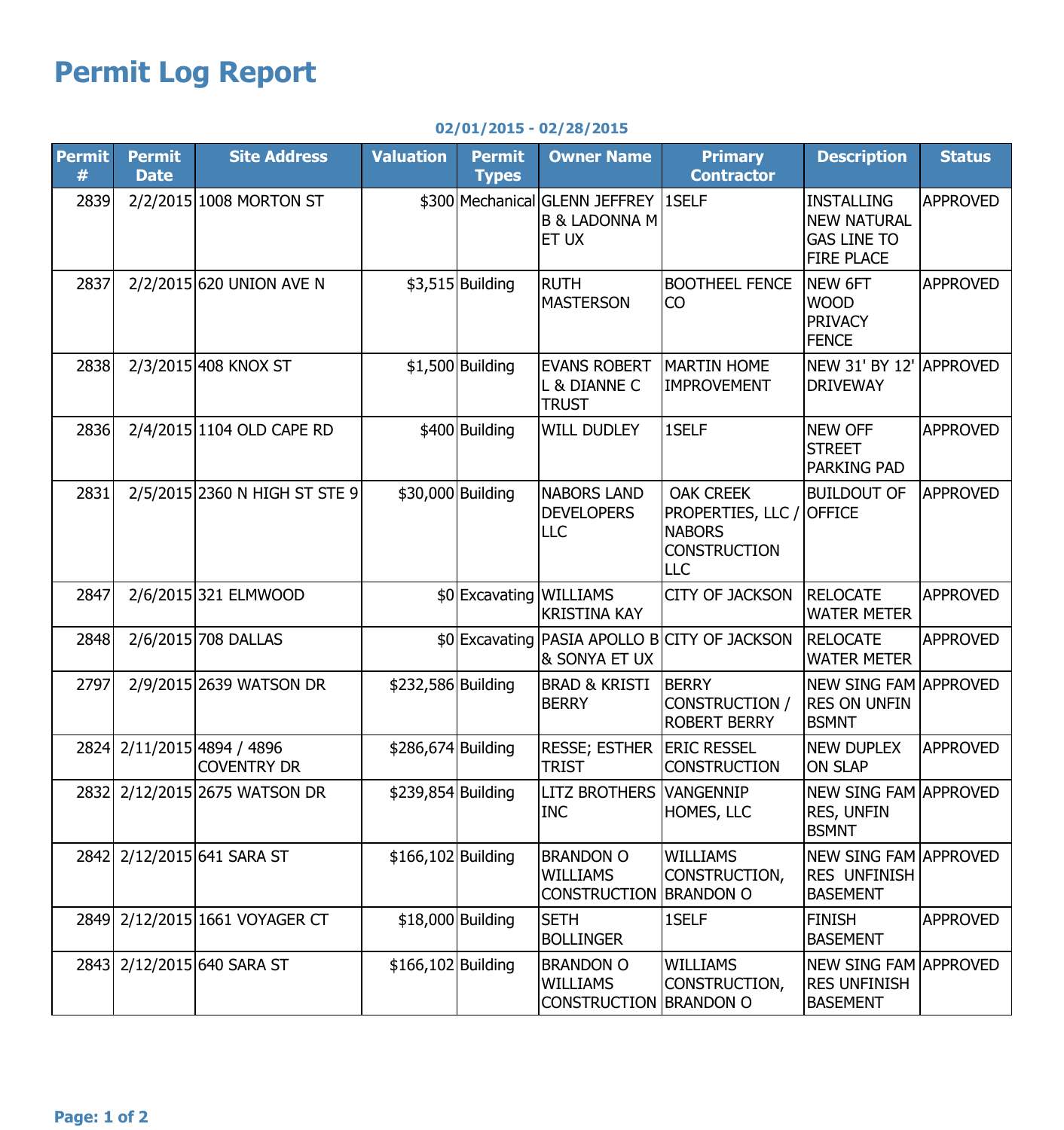# Permit Log Report

**02/01/2015 - 02/28/2015**

| Permit # | Permit Date | Site Address | Valuation | Permit Types | Owner Name | Primary Contractor | Description | Status |
|---|---|---|---|---|---|---|---|---|
| 2839 | 2/2/2015 | 1008 MORTON ST | $300 | Mechanical | GLENN JEFFREY B & LADONNA M ET UX | 1SELF | INSTALLING NEW NATURAL GAS LINE TO FIRE PLACE | APPROVED |
| 2837 | 2/2/2015 | 620 UNION AVE N | $3,515 | Building | RUTH MASTERSON | BOOTHEEL FENCE CO | NEW 6FT WOOD PRIVACY FENCE | APPROVED |
| 2838 | 2/3/2015 | 408 KNOX ST | $1,500 | Building | EVANS ROBERT L & DIANNE C TRUST | MARTIN HOME IMPROVEMENT | NEW 31' BY 12' DRIVEWAY | APPROVED |
| 2836 | 2/4/2015 | 1104 OLD CAPE RD | $400 | Building | WILL DUDLEY | 1SELF | NEW OFF STREET PARKING PAD | APPROVED |
| 2831 | 2/5/2015 | 2360 N HIGH ST STE 9 | $30,000 | Building | NABORS LAND DEVELOPERS LLC | OAK CREEK PROPERTIES, LLC / NABORS CONSTRUCTION LLC | BUILDOUT OF OFFICE | APPROVED |
| 2847 | 2/6/2015 | 321 ELMWOOD | $0 | Excavating | WILLIAMS KRISTINA KAY | CITY OF JACKSON | RELOCATE WATER METER | APPROVED |
| 2848 | 2/6/2015 | 708 DALLAS | $0 | Excavating | PASIA APOLLO B & SONYA ET UX | CITY OF JACKSON | RELOCATE WATER METER | APPROVED |
| 2797 | 2/9/2015 | 2639 WATSON DR | $232,586 | Building | BRAD & KRISTI BERRY | BERRY CONSTRUCTION / ROBERT BERRY | NEW SING FAM RES ON UNFIN BSMNT | APPROVED |
| 2824 | 2/11/2015 | 4894 / 4896 COVENTRY DR | $286,674 | Building | RESSE; ESTHER TRIST | ERIC RESSEL CONSTRUCTION | NEW DUPLEX ON SLAP | APPROVED |
| 2832 | 2/12/2015 | 2675 WATSON DR | $239,854 | Building | LITZ BROTHERS INC | VANGENNIP HOMES, LLC | NEW SING FAM RES, UNFIN BSMNT | APPROVED |
| 2842 | 2/12/2015 | 641 SARA ST | $166,102 | Building | BRANDON O WILLIAMS CONSTRUCTION | WILLIAMS CONSTRUCTION, BRANDON O | NEW SING FAM RES UNFINISH BASEMENT | APPROVED |
| 2849 | 2/12/2015 | 1661 VOYAGER CT | $18,000 | Building | SETH BOLLINGER | 1SELF | FINISH BASEMENT | APPROVED |
| 2843 | 2/12/2015 | 640 SARA ST | $166,102 | Building | BRANDON O WILLIAMS CONSTRUCTION | WILLIAMS CONSTRUCTION, BRANDON O | NEW SING FAM RES UNFINISH BASEMENT | APPROVED |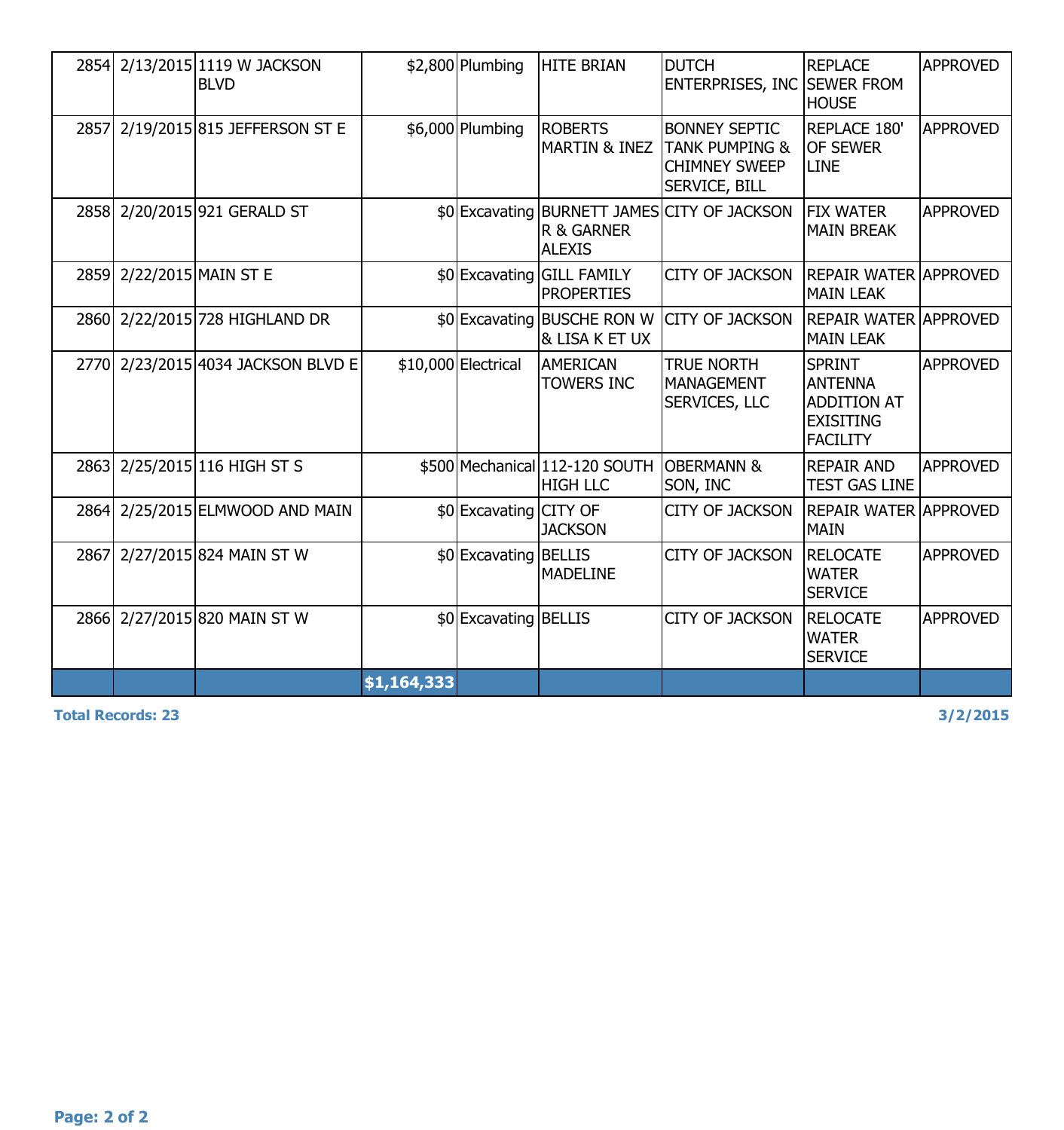| | | | | | | | | |
|---|---|---|---|---|---|---|---|---|
| 2854 | 2/13/2015 | 1119 W JACKSON BLVD | $2,800 | Plumbing | HITE BRIAN | DUTCH ENTERPRISES, INC | REPLACE SEWER FROM HOUSE | APPROVED |
| 2857 | 2/19/2015 | 815 JEFFERSON ST E | $6,000 | Plumbing | ROBERTS MARTIN & INEZ | BONNEY SEPTIC TANK PUMPING & CHIMNEY SWEEP SERVICE, BILL | REPLACE 180' OF SEWER LINE | APPROVED |
| 2858 | 2/20/2015 | 921 GERALD ST | $0 | Excavating | BURNETT JAMES R & GARNER ALEXIS | CITY OF JACKSON | FIX WATER MAIN BREAK | APPROVED |
| 2859 | 2/22/2015 | MAIN ST E | $0 | Excavating | GILL FAMILY PROPERTIES | CITY OF JACKSON | REPAIR WATER MAIN LEAK | APPROVED |
| 2860 | 2/22/2015 | 728 HIGHLAND DR | $0 | Excavating | BUSCHE RON W & LISA K ET UX | CITY OF JACKSON | REPAIR WATER MAIN LEAK | APPROVED |
| 2770 | 2/23/2015 | 4034 JACKSON BLVD E | $10,000 | Electrical | AMERICAN TOWERS INC | TRUE NORTH MANAGEMENT SERVICES, LLC | SPRINT ANTENNA ADDITION AT EXISITING FACILITY | APPROVED |
| 2863 | 2/25/2015 | 116 HIGH ST S | $500 | Mechanical | 112-120 SOUTH HIGH LLC | OBERMANN & SON, INC | REPAIR AND TEST GAS LINE | APPROVED |
| 2864 | 2/25/2015 | ELMWOOD AND MAIN | $0 | Excavating | CITY OF JACKSON | CITY OF JACKSON | REPAIR WATER MAIN | APPROVED |
| 2867 | 2/27/2015 | 824 MAIN ST W | $0 | Excavating | BELLIS MADELINE | CITY OF JACKSON | RELOCATE WATER SERVICE | APPROVED |
| 2866 | 2/27/2015 | 820 MAIN ST W | $0 | Excavating | BELLIS | CITY OF JACKSON | RELOCATE WATER SERVICE | APPROVED |
| | | | **$1,164,333** | | | | | |

**Total Records: 23**

**3/2/2015**